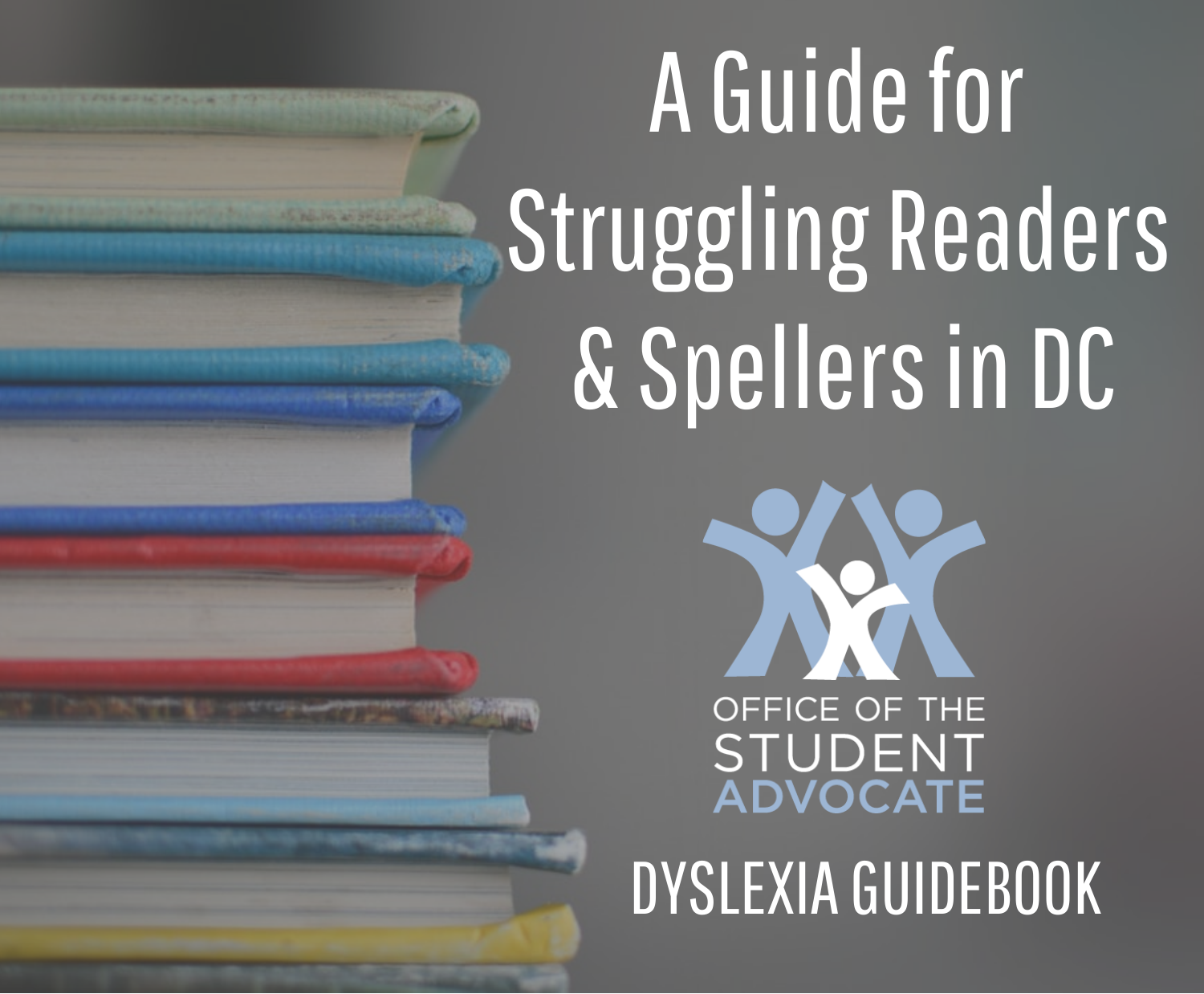# A Guide for Struggling Readers & Spellers in DC

OFFICE OF THE STUDENT ADVOCATE

DYSLEXIA GUIDEBOOK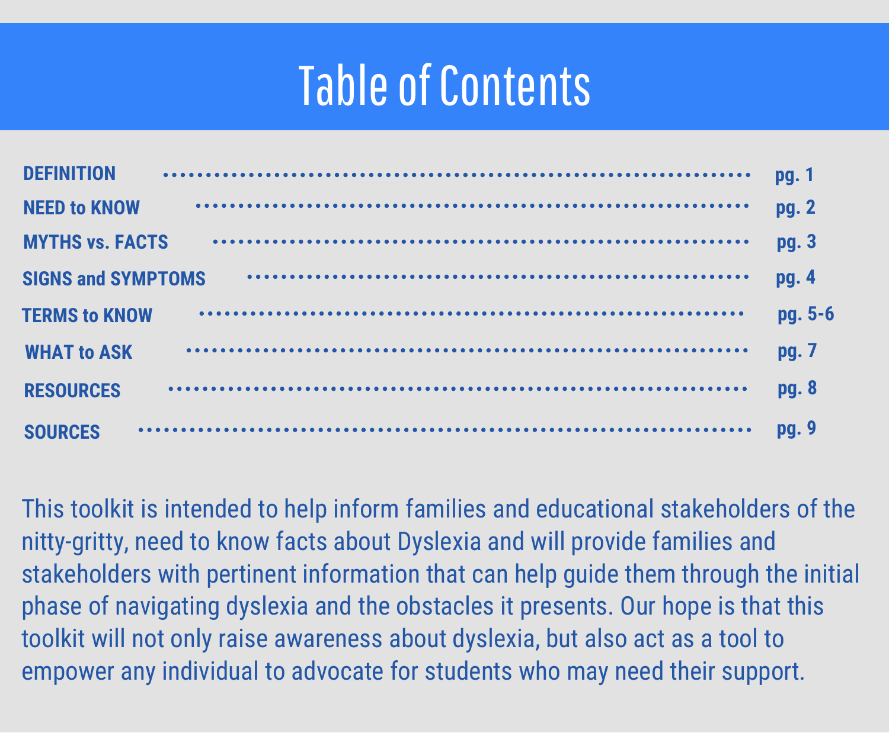# Table of Contents

| Section | Page |
| --- | --- |
| **DEFINITION** | **pg. 1** |
| **NEED to KNOW** | **pg. 2** |
| **MYTHS vs. FACTS** | **pg. 3** |
| **SIGNS and SYMPTOMS** | **pg. 4** |
| **TERMS to KNOW** | **pg. 5-6** |
| **WHAT to ASK** | **pg. 7** |
| **RESOURCES** | **pg. 8** |
| **SOURCES** | **pg. 9** |

This toolkit is intended to help inform families and educational stakeholders of the nitty-gritty, need to know facts about Dyslexia and will provide families and stakeholders with pertinent information that can help guide them through the initial phase of navigating dyslexia and the obstacles it presents. Our hope is that this toolkit will not only raise awareness about dyslexia, but also act as a tool to empower any individual to advocate for students who may need their support.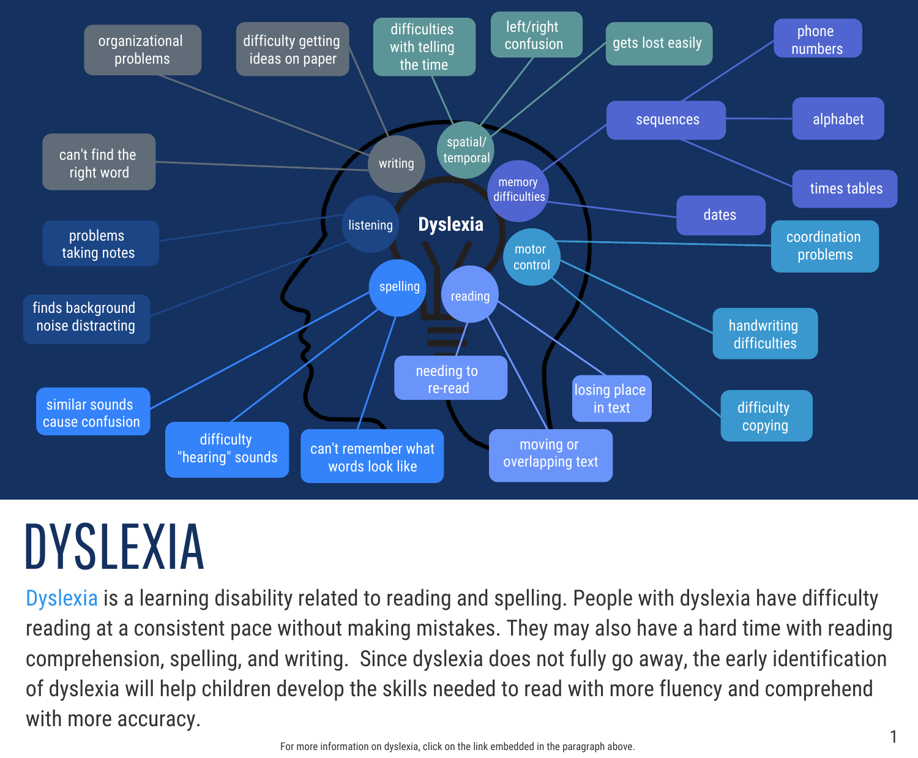**Dyslexia**

- **writing**
  - organizational problems
  - difficulty getting ideas on paper
  - can't find the right word
- **spatial/temporal**
  - difficulties with telling the time
  - left/right confusion
  - gets lost easily
- **memory difficulties**
  - sequences
    - phone numbers
    - alphabet
    - times tables
  - dates
- **listening**
  - problems taking notes
  - finds background noise distracting
- **spelling**
  - similar sounds cause confusion
  - difficulty "hearing" sounds
  - can't remember what words look like
- **reading**
  - needing to re-read
  - losing place in text
  - moving or overlapping text
- **motor control**
  - coordination problems
  - handwriting difficulties
  - difficulty copying

# DYSLEXIA

Dyslexia is a learning disability related to reading and spelling. People with dyslexia have difficulty reading at a consistent pace without making mistakes. They may also have a hard time with reading comprehension, spelling, and writing. Since dyslexia does not fully go away, the early identification of dyslexia will help children develop the skills needed to read with more fluency and comprehend with more accuracy.

For more information on dyslexia, click on the link embedded in the paragraph above.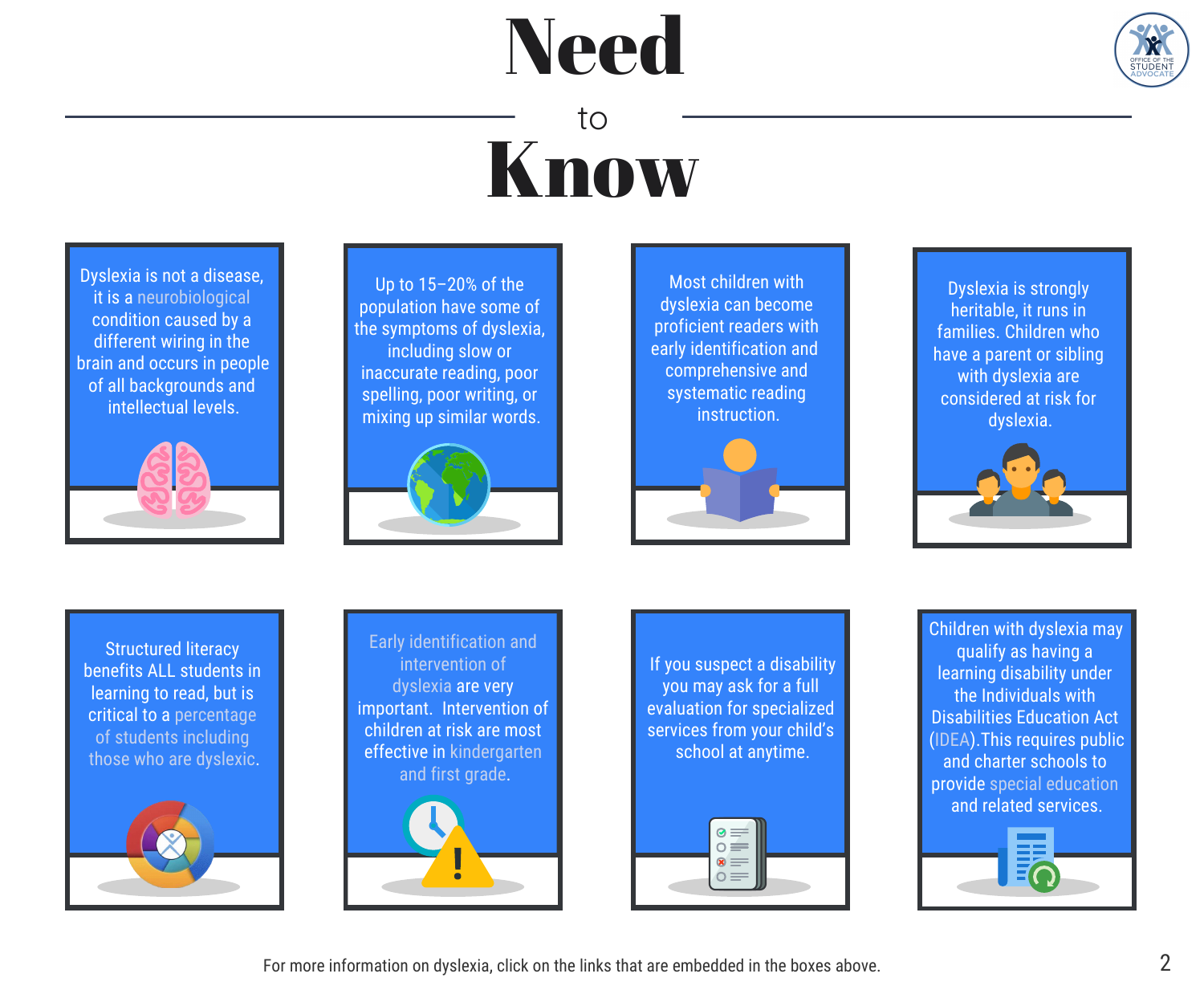# Need to Know

Dyslexia is not a disease, it is a neurobiological condition caused by a different wiring in the brain and occurs in people of all backgrounds and intellectual levels.

Up to 15–20% of the population have some of the symptoms of dyslexia, including slow or inaccurate reading, poor spelling, poor writing, or mixing up similar words.

Most children with dyslexia can become proficient readers with early identification and comprehensive and systematic reading instruction.

Dyslexia is strongly heritable, it runs in families. Children who have a parent or sibling with dyslexia are considered at risk for dyslexia.

Structured literacy benefits ALL students in learning to read, but is critical to a percentage of students including those who are dyslexic.

Early identification and intervention of dyslexia are very important. Intervention of children at risk are most effective in kindergarten and first grade.

If you suspect a disability you may ask for a full evaluation for specialized services from your child's school at anytime.

Children with dyslexia may qualify as having a learning disability under the Individuals with Disabilities Education Act (IDEA).This requires public and charter schools to provide special education and related services.

For more information on dyslexia, click on the links that are embedded in the boxes above.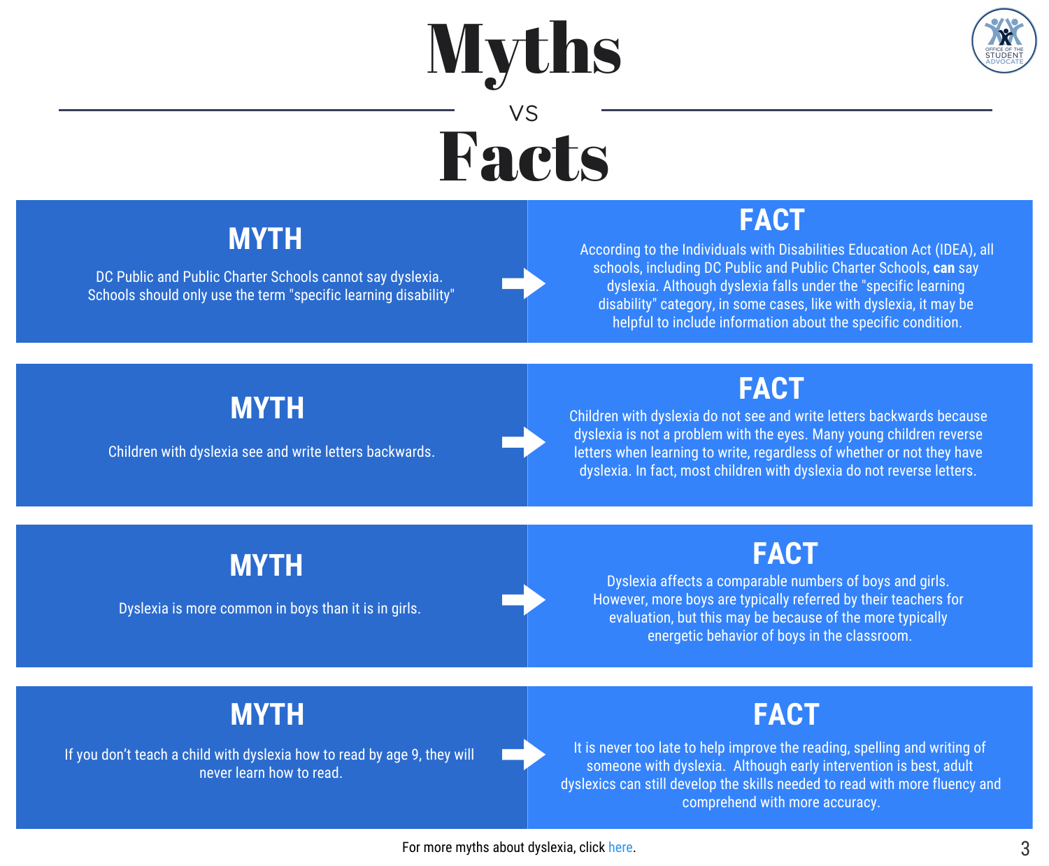# Myths vs Facts

| MYTH | FACT |
| --- | --- |
| DC Public and Public Charter Schools cannot say dyslexia. Schools should only use the term "specific learning disability" | According to the Individuals with Disabilities Education Act (IDEA), all schools, including DC Public and Public Charter Schools, **can** say dyslexia. Although dyslexia falls under the "specific learning disability" category, in some cases, like with dyslexia, it may be helpful to include information about the specific condition. |
| Children with dyslexia see and write letters backwards. | Children with dyslexia do not see and write letters backwards because dyslexia is not a problem with the eyes. Many young children reverse letters when learning to write, regardless of whether or not they have dyslexia. In fact, most children with dyslexia do not reverse letters. |
| Dyslexia is more common in boys than it is in girls. | Dyslexia affects a comparable numbers of boys and girls. However, more boys are typically referred by their teachers for evaluation, but this may be because of the more typically energetic behavior of boys in the classroom. |
| If you don't teach a child with dyslexia how to read by age 9, they will never learn how to read. | It is never too late to help improve the reading, spelling and writing of someone with dyslexia. Although early intervention is best, adult dyslexics can still develop the skills needed to read with more fluency and comprehend with more accuracy. |

For more myths about dyslexia, click here.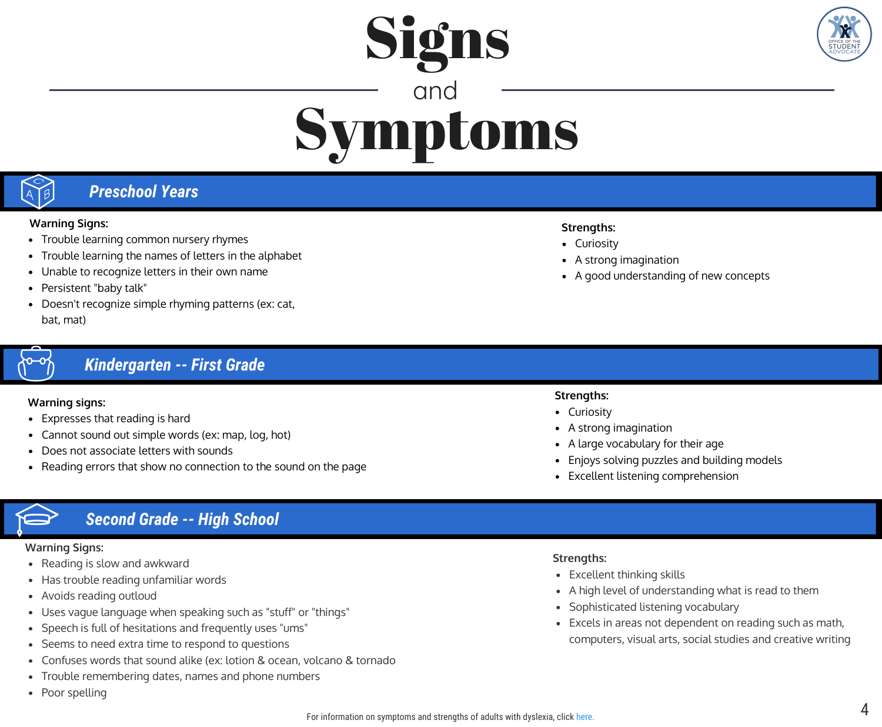# Signs and Symptoms

## Preschool Years

**Warning Signs:**

- Trouble learning common nursery rhymes
- Trouble learning the names of letters in the alphabet
- Unable to recognize letters in their own name
- Persistent "baby talk"
- Doesn't recognize simple rhyming patterns (ex: cat, bat, mat)

**Strengths:**

- Curiosity
- A strong imagination
- A good understanding of new concepts

## Kindergarten -- First Grade

**Warning signs:**

- Expresses that reading is hard
- Cannot sound out simple words (ex: map, log, hot)
- Does not associate letters with sounds
- Reading errors that show no connection to the sound on the page

**Strengths:**

- Curiosity
- A strong imagination
- A large vocabulary for their age
- Enjoys solving puzzles and building models
- Excellent listening comprehension

## Second Grade -- High School

**Warning Signs:**

- Reading is slow and awkward
- Has trouble reading unfamiliar words
- Avoids reading outloud
- Uses vague language when speaking such as "stuff" or "things"
- Speech is full of hesitations and frequently uses "ums"
- Seems to need extra time to respond to questions
- Confuses words that sound alike (ex: lotion & ocean, volcano & tornado
- Trouble remembering dates, names and phone numbers
- Poor spelling

**Strengths:**

- Excellent thinking skills
- A high level of understanding what is read to them
- Sophisticated listening vocabulary
- Excels in areas not dependent on reading such as math, computers, visual arts, social studies and creative writing

For information on symptoms and strengths of adults with dyslexia, click here.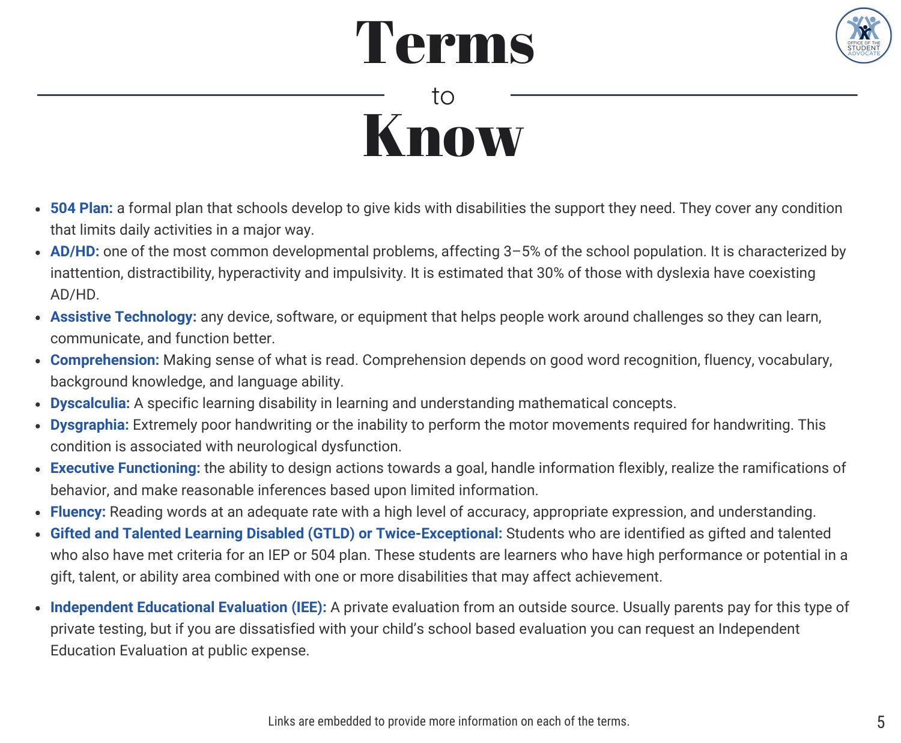# Terms to Know

- **504 Plan:** a formal plan that schools develop to give kids with disabilities the support they need. They cover any condition that limits daily activities in a major way.
- **AD/HD:** one of the most common developmental problems, affecting 3–5% of the school population. It is characterized by inattention, distractibility, hyperactivity and impulsivity. It is estimated that 30% of those with dyslexia have coexisting AD/HD.
- **Assistive Technology:** any device, software, or equipment that helps people work around challenges so they can learn, communicate, and function better.
- **Comprehension:** Making sense of what is read. Comprehension depends on good word recognition, fluency, vocabulary, background knowledge, and language ability.
- **Dyscalculia:** A specific learning disability in learning and understanding mathematical concepts.
- **Dysgraphia:** Extremely poor handwriting or the inability to perform the motor movements required for handwriting. This condition is associated with neurological dysfunction.
- **Executive Functioning:** the ability to design actions towards a goal, handle information flexibly, realize the ramifications of behavior, and make reasonable inferences based upon limited information.
- **Fluency:** Reading words at an adequate rate with a high level of accuracy, appropriate expression, and understanding.
- **Gifted and Talented Learning Disabled (GTLD) or Twice-Exceptional:** Students who are identified as gifted and talented who also have met criteria for an IEP or 504 plan. These students are learners who have high performance or potential in a gift, talent, or ability area combined with one or more disabilities that may affect achievement.
- **Independent Educational Evaluation (IEE):** A private evaluation from an outside source. Usually parents pay for this type of private testing, but if you are dissatisfied with your child's school based evaluation you can request an Independent Education Evaluation at public expense.

Links are embedded to provide more information on each of the terms.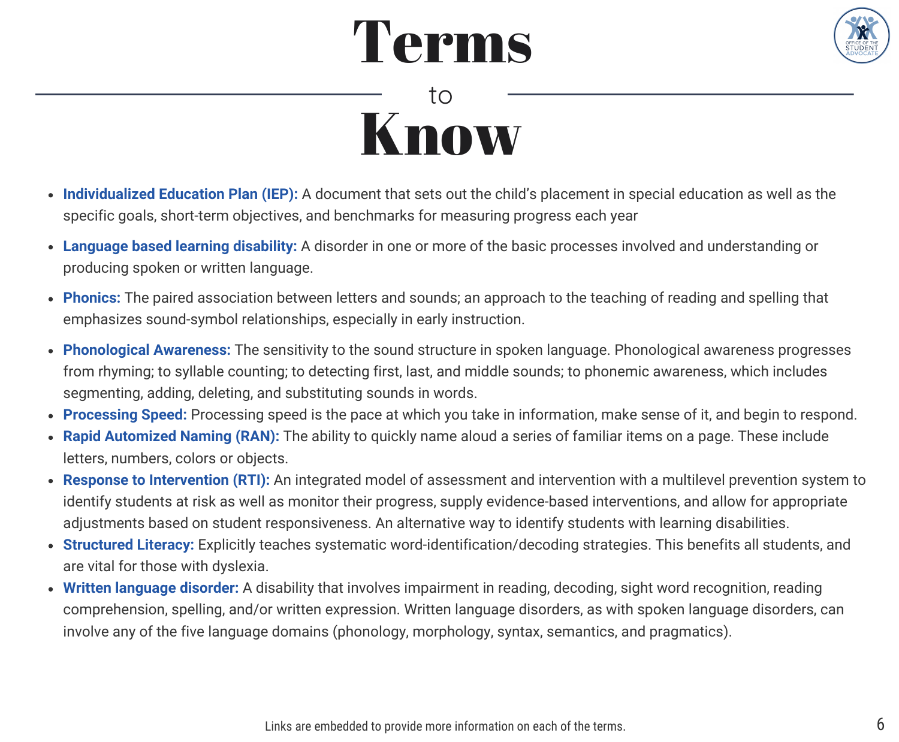# Terms to Know

- **Individualized Education Plan (IEP):** A document that sets out the child's placement in special education as well as the specific goals, short-term objectives, and benchmarks for measuring progress each year
- **Language based learning disability:** A disorder in one or more of the basic processes involved and understanding or producing spoken or written language.
- **Phonics:** The paired association between letters and sounds; an approach to the teaching of reading and spelling that emphasizes sound-symbol relationships, especially in early instruction.
- **Phonological Awareness:** The sensitivity to the sound structure in spoken language. Phonological awareness progresses from rhyming; to syllable counting; to detecting first, last, and middle sounds; to phonemic awareness, which includes segmenting, adding, deleting, and substituting sounds in words.
- **Processing Speed:** Processing speed is the pace at which you take in information, make sense of it, and begin to respond.
- **Rapid Automized Naming (RAN):** The ability to quickly name aloud a series of familiar items on a page. These include letters, numbers, colors or objects.
- **Response to Intervention (RTI):** An integrated model of assessment and intervention with a multilevel prevention system to identify students at risk as well as monitor their progress, supply evidence-based interventions, and allow for appropriate adjustments based on student responsiveness. An alternative way to identify students with learning disabilities.
- **Structured Literacy:** Explicitly teaches systematic word-identification/decoding strategies. This benefits all students, and are vital for those with dyslexia.
- **Written language disorder:** A disability that involves impairment in reading, decoding, sight word recognition, reading comprehension, spelling, and/or written expression. Written language disorders, as with spoken language disorders, can involve any of the five language domains (phonology, morphology, syntax, semantics, and pragmatics).

Links are embedded to provide more information on each of the terms.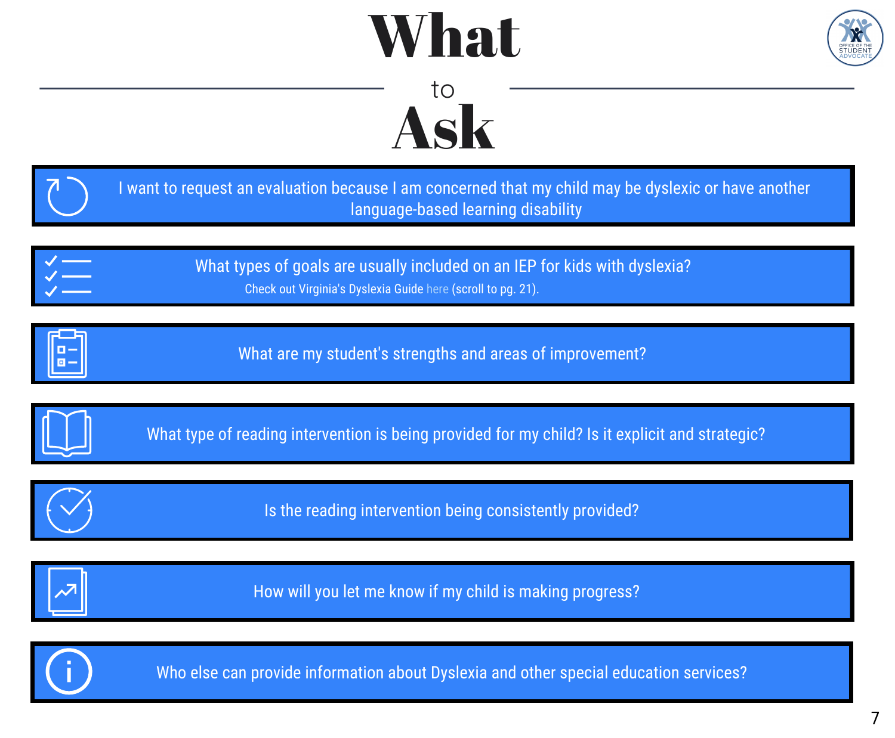# What to Ask

- I want to request an evaluation because I am concerned that my child may be dyslexic or have another language-based learning disability
- What types of goals are usually included on an IEP for kids with dyslexia?
  Check out Virginia's Dyslexia Guide here (scroll to pg. 21).
- What are my student's strengths and areas of improvement?
- What type of reading intervention is being provided for my child? Is it explicit and strategic?
- Is the reading intervention being consistently provided?
- How will you let me know if my child is making progress?
- Who else can provide information about Dyslexia and other special education services?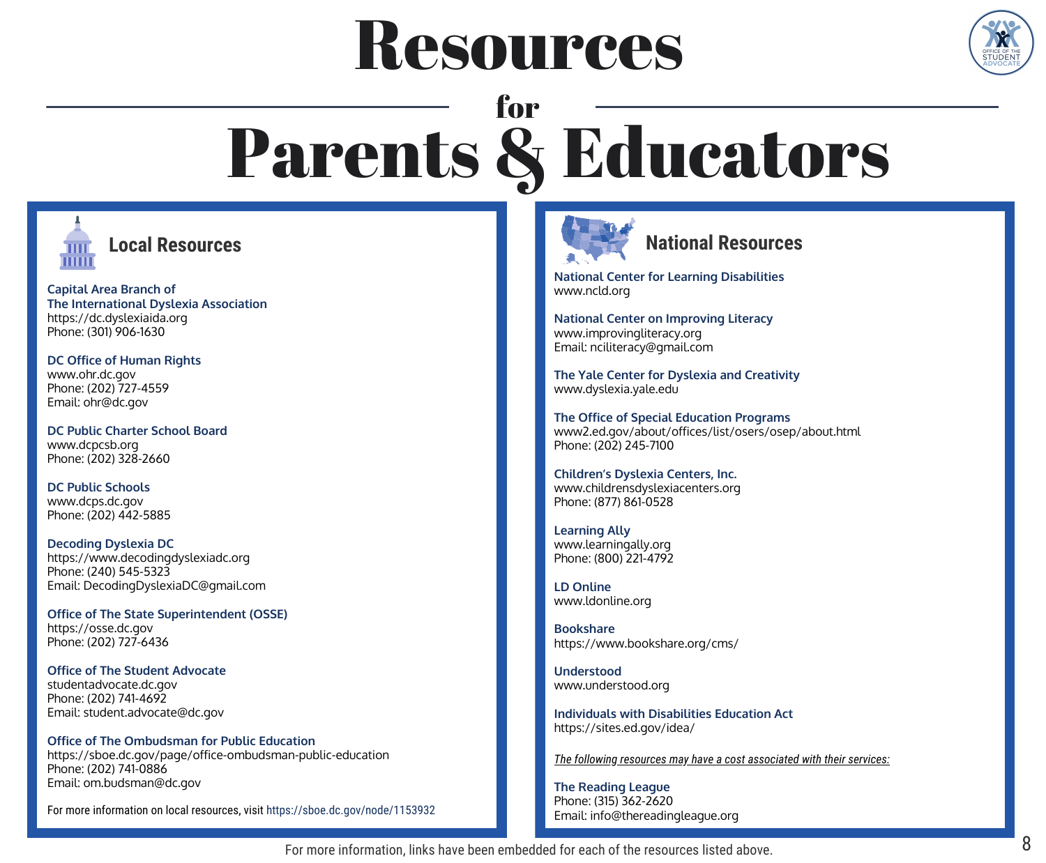# Resources for Parents & Educators

## Local Resources

**Capital Area Branch of The International Dyslexia Association**
https://dc.dyslexiaida.org
Phone: (301) 906-1630

**DC Office of Human Rights**
www.ohr.dc.gov
Phone: (202) 727-4559
Email: ohr@dc.gov

**DC Public Charter School Board**
www.dcpcsb.org
Phone: (202) 328-2660

**DC Public Schools**
www.dcps.dc.gov
Phone: (202) 442-5885

**Decoding Dyslexia DC**
https://www.decodingdyslexiadc.org
Phone: (240) 545-5323
Email: DecodingDyslexiaDC@gmail.com

**Office of The State Superintendent (OSSE)**
https://osse.dc.gov
Phone: (202) 727-6436

**Office of The Student Advocate**
studentadvocate.dc.gov
Phone: (202) 741-4692
Email: student.advocate@dc.gov

**Office of The Ombudsman for Public Education**
https://sboe.dc.gov/page/office-ombudsman-public-education
Phone: (202) 741-0886
Email: om.budsman@dc.gov

For more information on local resources, visit https://sboe.dc.gov/node/1153932

## National Resources

**National Center for Learning Disabilities**
www.ncld.org

**National Center on Improving Literacy**
www.improvingliteracy.org
Email: nciliteracy@gmail.com

**The Yale Center for Dyslexia and Creativity**
www.dyslexia.yale.edu

**The Office of Special Education Programs**
www2.ed.gov/about/offices/list/osers/osep/about.html
Phone: (202) 245-7100

**Children's Dyslexia Centers, Inc.**
www.childrensdyslexiacenters.org
Phone: (877) 861-0528

**Learning Ally**
www.learningally.org
Phone: (800) 221-4792

**LD Online**
www.ldonline.org

**Bookshare**
https://www.bookshare.org/cms/

**Understood**
www.understood.org

**Individuals with Disabilities Education Act**
https://sites.ed.gov/idea/

*The following resources may have a cost associated with their services:*

**The Reading League**
Phone: (315) 362-2620
Email: info@thereadingleague.org

For more information, links have been embedded for each of the resources listed above.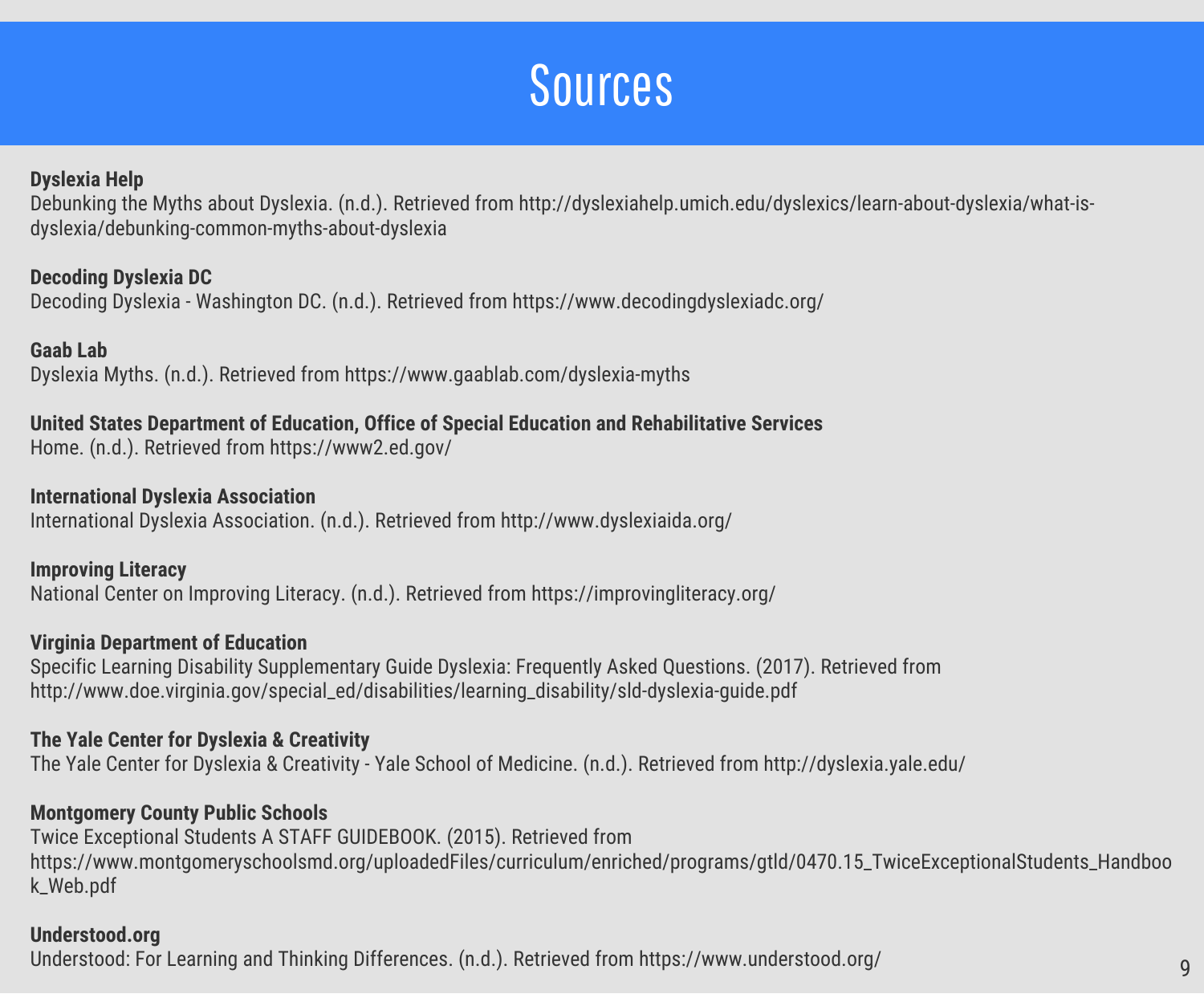# Sources

**Dyslexia Help**
Debunking the Myths about Dyslexia. (n.d.). Retrieved from http://dyslexiahelp.umich.edu/dyslexics/learn-about-dyslexia/what-is-dyslexia/debunking-common-myths-about-dyslexia

**Decoding Dyslexia DC**
Decoding Dyslexia - Washington DC. (n.d.). Retrieved from https://www.decodingdyslexiadc.org/

**Gaab Lab**
Dyslexia Myths. (n.d.). Retrieved from https://www.gaablab.com/dyslexia-myths

**United States Department of Education, Office of Special Education and Rehabilitative Services**
Home. (n.d.). Retrieved from https://www2.ed.gov/

**International Dyslexia Association**
International Dyslexia Association. (n.d.). Retrieved from http://www.dyslexiaida.org/

**Improving Literacy**
National Center on Improving Literacy. (n.d.). Retrieved from https://improvingliteracy.org/

**Virginia Department of Education**
Specific Learning Disability Supplementary Guide Dyslexia: Frequently Asked Questions. (2017). Retrieved from http://www.doe.virginia.gov/special_ed/disabilities/learning_disability/sld-dyslexia-guide.pdf

**The Yale Center for Dyslexia & Creativity**
The Yale Center for Dyslexia & Creativity - Yale School of Medicine. (n.d.). Retrieved from http://dyslexia.yale.edu/

**Montgomery County Public Schools**
Twice Exceptional Students A STAFF GUIDEBOOK. (2015). Retrieved from https://www.montgomeryschoolsmd.org/uploadedFiles/curriculum/enriched/programs/gtld/0470.15_TwiceExceptionalStudents_Handbook_Web.pdf

**Understood.org**
Understood: For Learning and Thinking Differences. (n.d.). Retrieved from https://www.understood.org/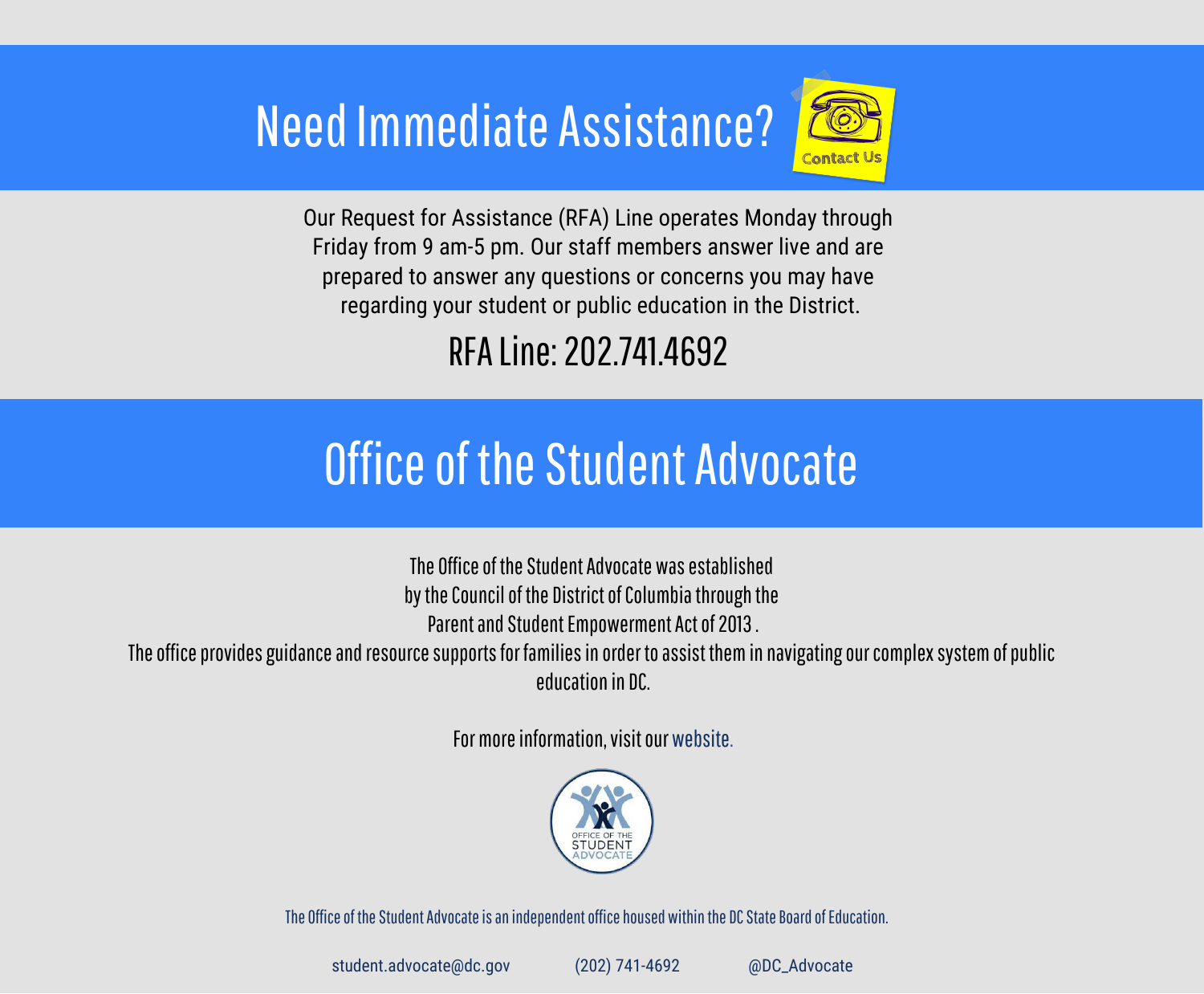# Need Immediate Assistance?

Contact Us

Our Request for Assistance (RFA) Line operates Monday through Friday from 9 am-5 pm. Our staff members answer live and are prepared to answer any questions or concerns you may have regarding your student or public education in the District.

## RFA Line: 202.741.4692

# Office of the Student Advocate

The Office of the Student Advocate was established by the Council of the District of Columbia through the Parent and Student Empowerment Act of 2013 .
The office provides guidance and resource supports for families in order to assist them in navigating our complex system of public education in DC.

For more information, visit our website.

OFFICE OF THE STUDENT ADVOCATE

The Office of the Student Advocate is an independent office housed within the DC State Board of Education.

student.advocate@dc.gov (202) 741-4692 @DC_Advocate